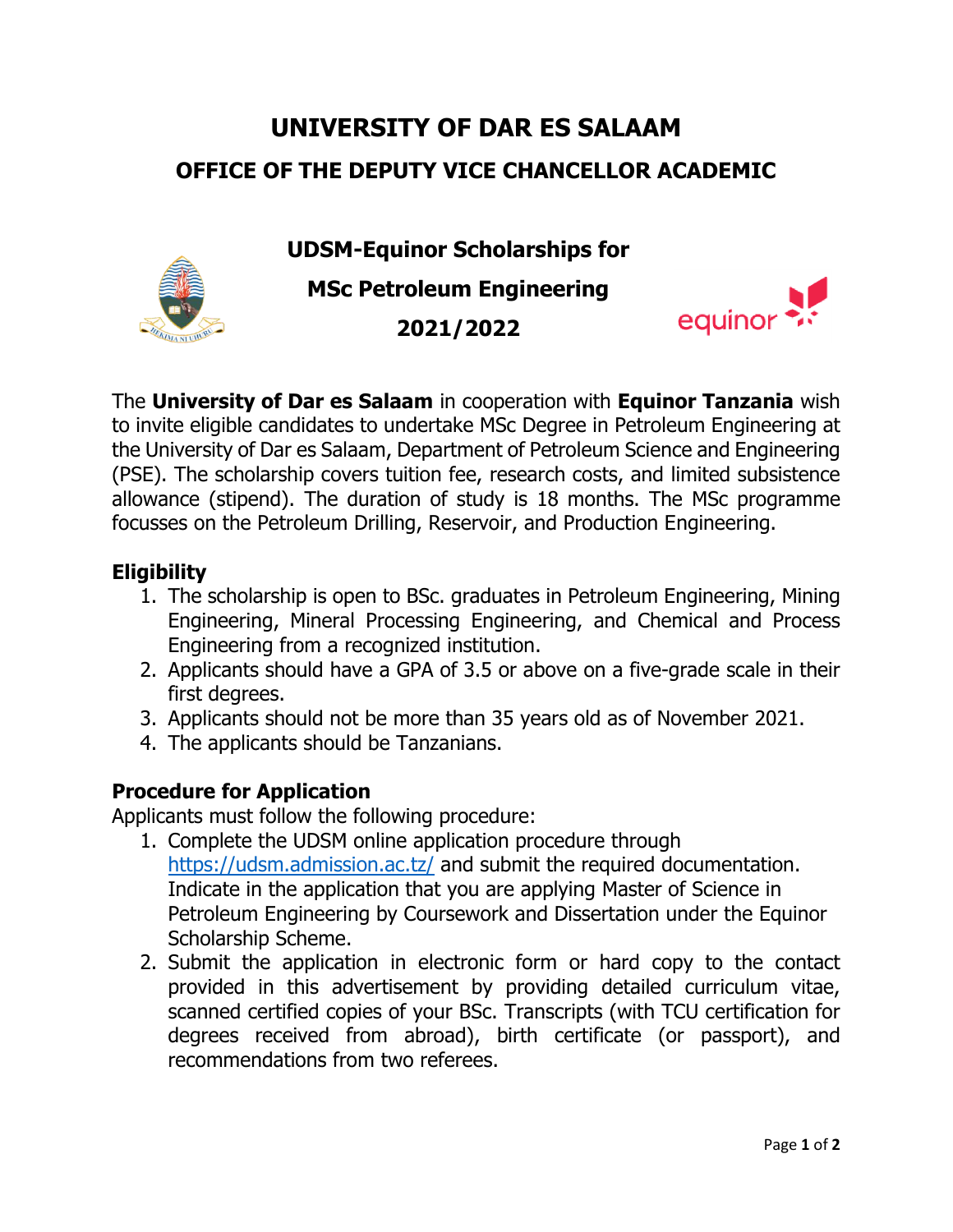# UNIVERSITY OF DAR ES SALAAM

## OFFICE OF THE DEPUTY VICE CHANCELLOR ACADEMIC

### UDSM-Equinor Scholarships for MSc Petroleum Engineering 2021/2022

The **University of Dar es Salaam** in cooperation with **Equinor Tanzania** wish to invite eligible candidates to undertake MSc Degree in Petroleum Engineering at the University of Dar es Salaam, Department of Petroleum Science and Engineering (PSE). The scholarship covers tuition fee, research costs, and limited subsistence allowance (stipend). The duration of study is 18 months. The MSc programme focusses on the Petroleum Drilling, Reservoir, and Production Engineering.

### Eligibility

1. The scholarship is open to BSc. graduates in Petroleum Engineering, Mining Engineering, Mineral Processing Engineering, and Chemical and Process Engineering from a recognized institution.
2. Applicants should have a GPA of 3.5 or above on a five-grade scale in their first degrees.
3. Applicants should not be more than 35 years old as of November 2021.
4. The applicants should be Tanzanians.

### Procedure for Application

Applicants must follow the following procedure:

1. Complete the UDSM online application procedure through https://udsm.admission.ac.tz/ and submit the required documentation. Indicate in the application that you are applying Master of Science in Petroleum Engineering by Coursework and Dissertation under the Equinor Scholarship Scheme.
2. Submit the application in electronic form or hard copy to the contact provided in this advertisement by providing detailed curriculum vitae, scanned certified copies of your BSc. Transcripts (with TCU certification for degrees received from abroad), birth certificate (or passport), and recommendations from two referees.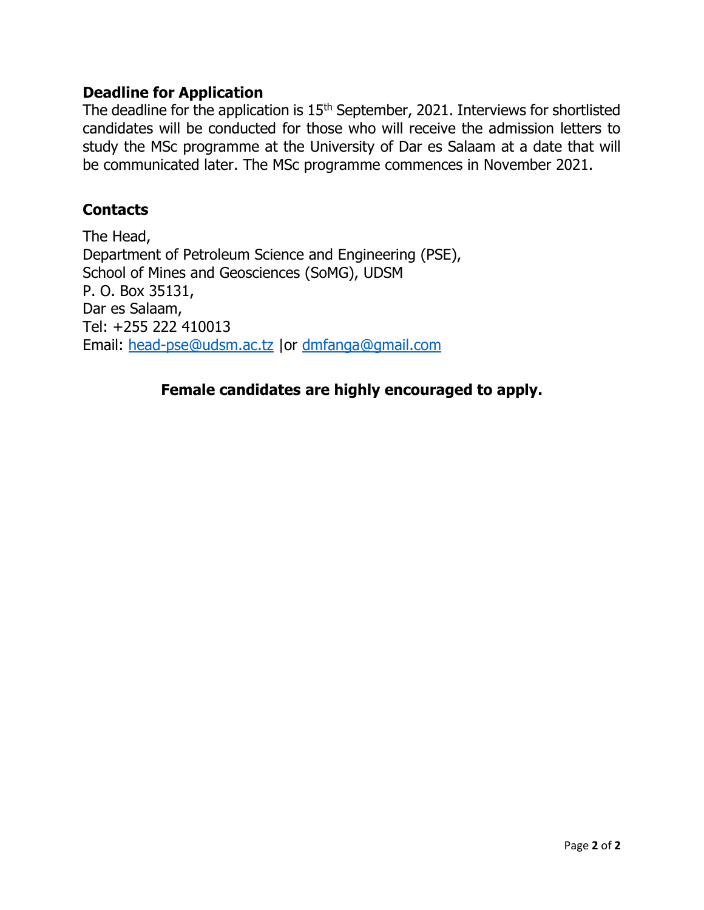## Deadline for Application

The deadline for the application is 15th September, 2021. Interviews for shortlisted candidates will be conducted for those who will receive the admission letters to study the MSc programme at the University of Dar es Salaam at a date that will be communicated later. The MSc programme commences in November 2021.

## Contacts

The Head,
Department of Petroleum Science and Engineering (PSE),
School of Mines and Geosciences (SoMG), UDSM
P. O. Box 35131,
Dar es Salaam,
Tel: +255 222 410013
Email: head-pse@udsm.ac.tz |or dmfanga@gmail.com

**Female candidates are highly encouraged to apply.**